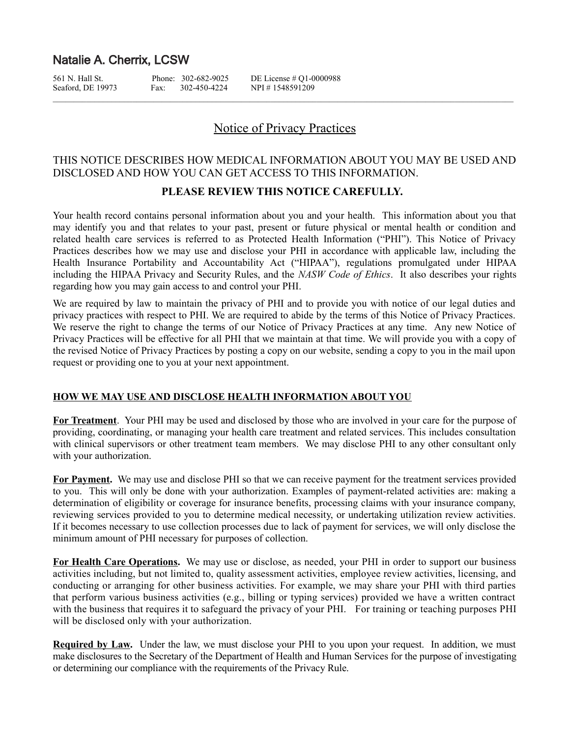## Natalie A. Cherrix, LCSW

561 N. Hall St.
Seaford, DE 19973

Phone: 302-682-9025
Fax: 302-450-4224

DE License # Q1-0000988
NPI # 1548591209

---

# Notice of Privacy Practices

## THIS NOTICE DESCRIBES HOW MEDICAL INFORMATION ABOUT YOU MAY BE USED AND DISCLOSED AND HOW YOU CAN GET ACCESS TO THIS INFORMATION.

### PLEASE REVIEW THIS NOTICE CAREFULLY.

Your health record contains personal information about you and your health. This information about you that may identify you and that relates to your past, present or future physical or mental health or condition and related health care services is referred to as Protected Health Information ("PHI"). This Notice of Privacy Practices describes how we may use and disclose your PHI in accordance with applicable law, including the Health Insurance Portability and Accountability Act ("HIPAA"), regulations promulgated under HIPAA including the HIPAA Privacy and Security Rules, and the *NASW Code of Ethics*. It also describes your rights regarding how you may gain access to and control your PHI.

We are required by law to maintain the privacy of PHI and to provide you with notice of our legal duties and privacy practices with respect to PHI. We are required to abide by the terms of this Notice of Privacy Practices. We reserve the right to change the terms of our Notice of Privacy Practices at any time. Any new Notice of Privacy Practices will be effective for all PHI that we maintain at that time. We will provide you with a copy of the revised Notice of Privacy Practices by posting a copy on our website, sending a copy to you in the mail upon request or providing one to you at your next appointment.

### HOW WE MAY USE AND DISCLOSE HEALTH INFORMATION ABOUT YOU

**For Treatment**. Your PHI may be used and disclosed by those who are involved in your care for the purpose of providing, coordinating, or managing your health care treatment and related services. This includes consultation with clinical supervisors or other treatment team members. We may disclose PHI to any other consultant only with your authorization.

**For Payment.** We may use and disclose PHI so that we can receive payment for the treatment services provided to you. This will only be done with your authorization. Examples of payment-related activities are: making a determination of eligibility or coverage for insurance benefits, processing claims with your insurance company, reviewing services provided to you to determine medical necessity, or undertaking utilization review activities. If it becomes necessary to use collection processes due to lack of payment for services, we will only disclose the minimum amount of PHI necessary for purposes of collection.

**For Health Care Operations.** We may use or disclose, as needed, your PHI in order to support our business activities including, but not limited to, quality assessment activities, employee review activities, licensing, and conducting or arranging for other business activities. For example, we may share your PHI with third parties that perform various business activities (e.g., billing or typing services) provided we have a written contract with the business that requires it to safeguard the privacy of your PHI. For training or teaching purposes PHI will be disclosed only with your authorization.

**Required by Law.** Under the law, we must disclose your PHI to you upon your request. In addition, we must make disclosures to the Secretary of the Department of Health and Human Services for the purpose of investigating or determining our compliance with the requirements of the Privacy Rule.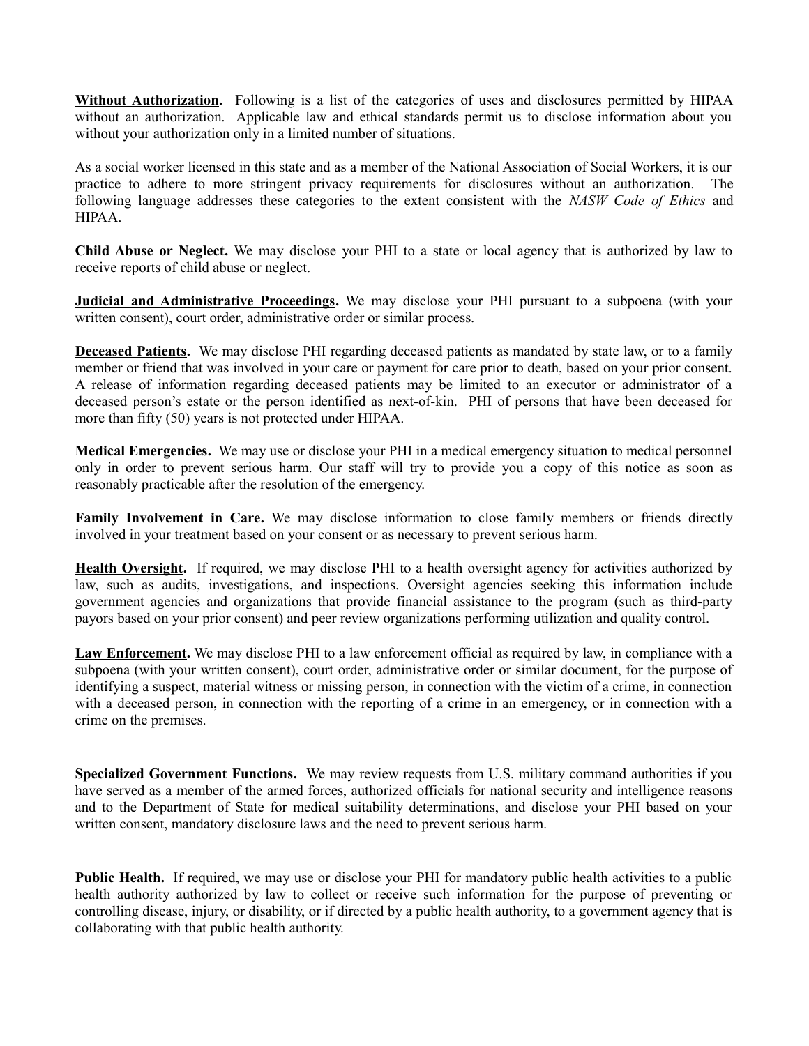**Without Authorization.** Following is a list of the categories of uses and disclosures permitted by HIPAA without an authorization. Applicable law and ethical standards permit us to disclose information about you without your authorization only in a limited number of situations.

As a social worker licensed in this state and as a member of the National Association of Social Workers, it is our practice to adhere to more stringent privacy requirements for disclosures without an authorization. The following language addresses these categories to the extent consistent with the *NASW Code of Ethics* and HIPAA.

**Child Abuse or Neglect.** We may disclose your PHI to a state or local agency that is authorized by law to receive reports of child abuse or neglect.

**Judicial and Administrative Proceedings.** We may disclose your PHI pursuant to a subpoena (with your written consent), court order, administrative order or similar process.

**Deceased Patients.** We may disclose PHI regarding deceased patients as mandated by state law, or to a family member or friend that was involved in your care or payment for care prior to death, based on your prior consent. A release of information regarding deceased patients may be limited to an executor or administrator of a deceased person's estate or the person identified as next-of-kin. PHI of persons that have been deceased for more than fifty (50) years is not protected under HIPAA.

**Medical Emergencies.** We may use or disclose your PHI in a medical emergency situation to medical personnel only in order to prevent serious harm. Our staff will try to provide you a copy of this notice as soon as reasonably practicable after the resolution of the emergency.

**Family Involvement in Care.** We may disclose information to close family members or friends directly involved in your treatment based on your consent or as necessary to prevent serious harm.

**Health Oversight.** If required, we may disclose PHI to a health oversight agency for activities authorized by law, such as audits, investigations, and inspections. Oversight agencies seeking this information include government agencies and organizations that provide financial assistance to the program (such as third-party payors based on your prior consent) and peer review organizations performing utilization and quality control.

**Law Enforcement.** We may disclose PHI to a law enforcement official as required by law, in compliance with a subpoena (with your written consent), court order, administrative order or similar document, for the purpose of identifying a suspect, material witness or missing person, in connection with the victim of a crime, in connection with a deceased person, in connection with the reporting of a crime in an emergency, or in connection with a crime on the premises.

**Specialized Government Functions.** We may review requests from U.S. military command authorities if you have served as a member of the armed forces, authorized officials for national security and intelligence reasons and to the Department of State for medical suitability determinations, and disclose your PHI based on your written consent, mandatory disclosure laws and the need to prevent serious harm.

**Public Health.** If required, we may use or disclose your PHI for mandatory public health activities to a public health authority authorized by law to collect or receive such information for the purpose of preventing or controlling disease, injury, or disability, or if directed by a public health authority, to a government agency that is collaborating with that public health authority.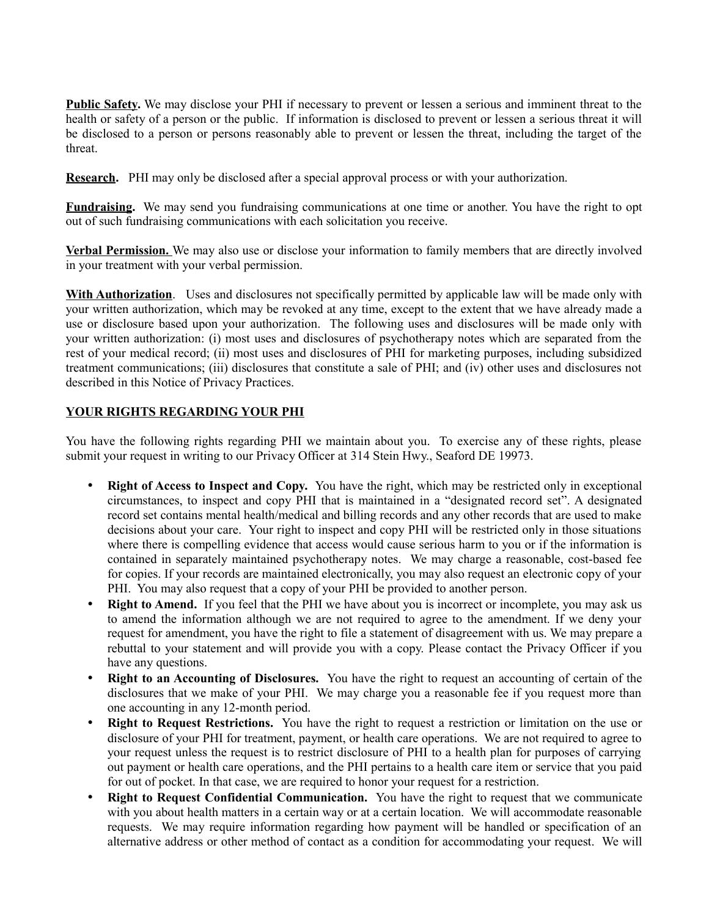**Public Safety.** We may disclose your PHI if necessary to prevent or lessen a serious and imminent threat to the health or safety of a person or the public. If information is disclosed to prevent or lessen a serious threat it will be disclosed to a person or persons reasonably able to prevent or lessen the threat, including the target of the threat.

**Research.** PHI may only be disclosed after a special approval process or with your authorization.

**Fundraising.** We may send you fundraising communications at one time or another. You have the right to opt out of such fundraising communications with each solicitation you receive.

**Verbal Permission.** We may also use or disclose your information to family members that are directly involved in your treatment with your verbal permission.

**With Authorization**. Uses and disclosures not specifically permitted by applicable law will be made only with your written authorization, which may be revoked at any time, except to the extent that we have already made a use or disclosure based upon your authorization. The following uses and disclosures will be made only with your written authorization: (i) most uses and disclosures of psychotherapy notes which are separated from the rest of your medical record; (ii) most uses and disclosures of PHI for marketing purposes, including subsidized treatment communications; (iii) disclosures that constitute a sale of PHI; and (iv) other uses and disclosures not described in this Notice of Privacy Practices.

**YOUR RIGHTS REGARDING YOUR PHI**

You have the following rights regarding PHI we maintain about you. To exercise any of these rights, please submit your request in writing to our Privacy Officer at 314 Stein Hwy., Seaford DE 19973.

- **Right of Access to Inspect and Copy.** You have the right, which may be restricted only in exceptional circumstances, to inspect and copy PHI that is maintained in a "designated record set". A designated record set contains mental health/medical and billing records and any other records that are used to make decisions about your care. Your right to inspect and copy PHI will be restricted only in those situations where there is compelling evidence that access would cause serious harm to you or if the information is contained in separately maintained psychotherapy notes. We may charge a reasonable, cost-based fee for copies. If your records are maintained electronically, you may also request an electronic copy of your PHI. You may also request that a copy of your PHI be provided to another person.
- **Right to Amend.** If you feel that the PHI we have about you is incorrect or incomplete, you may ask us to amend the information although we are not required to agree to the amendment. If we deny your request for amendment, you have the right to file a statement of disagreement with us. We may prepare a rebuttal to your statement and will provide you with a copy. Please contact the Privacy Officer if you have any questions.
- **Right to an Accounting of Disclosures.** You have the right to request an accounting of certain of the disclosures that we make of your PHI. We may charge you a reasonable fee if you request more than one accounting in any 12-month period.
- **Right to Request Restrictions.** You have the right to request a restriction or limitation on the use or disclosure of your PHI for treatment, payment, or health care operations. We are not required to agree to your request unless the request is to restrict disclosure of PHI to a health plan for purposes of carrying out payment or health care operations, and the PHI pertains to a health care item or service that you paid for out of pocket. In that case, we are required to honor your request for a restriction.
- **Right to Request Confidential Communication.** You have the right to request that we communicate with you about health matters in a certain way or at a certain location. We will accommodate reasonable requests. We may require information regarding how payment will be handled or specification of an alternative address or other method of contact as a condition for accommodating your request. We will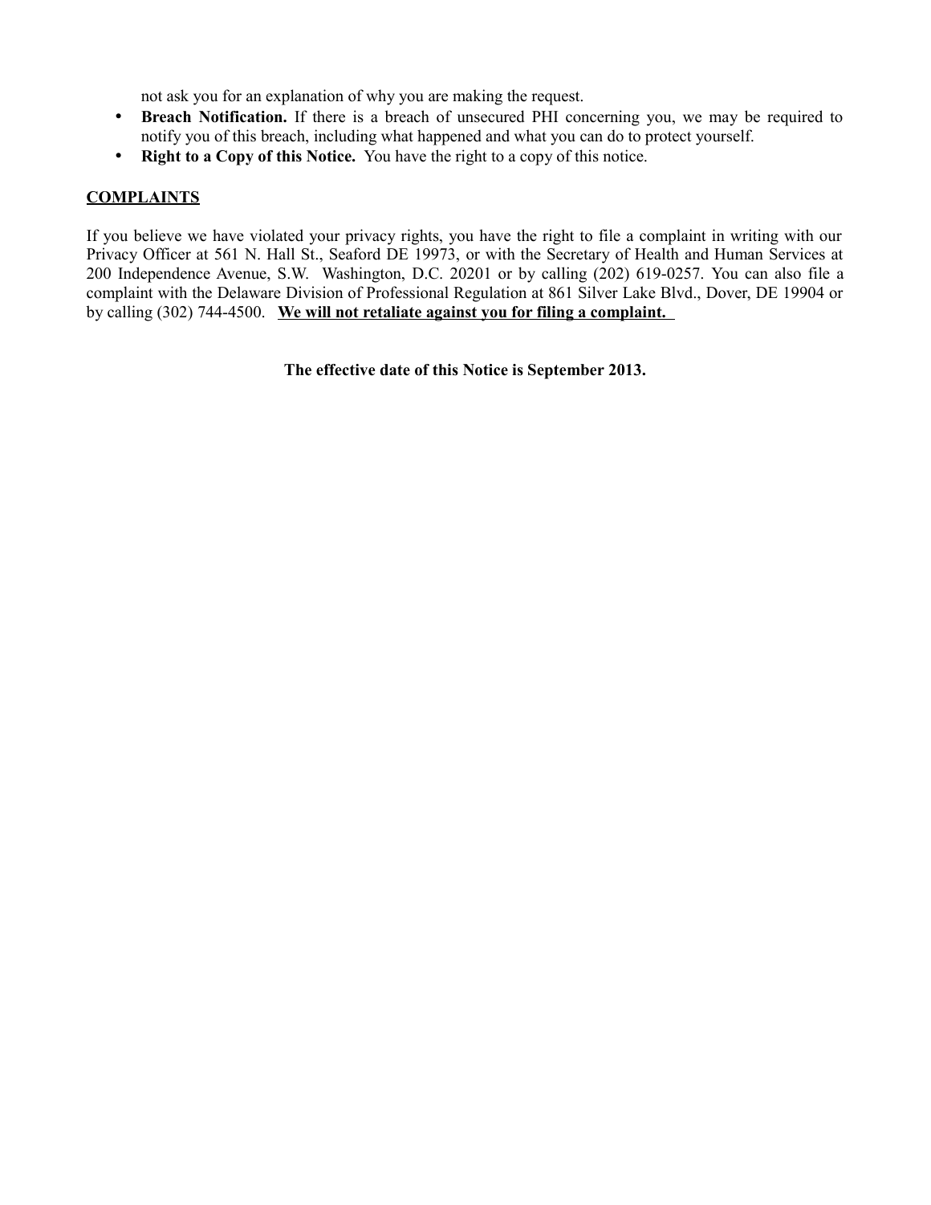not ask you for an explanation of why you are making the request.

- **Breach Notification.** If there is a breach of unsecured PHI concerning you, we may be required to notify you of this breach, including what happened and what you can do to protect yourself.
- **Right to a Copy of this Notice.** You have the right to a copy of this notice.

## COMPLAINTS

If you believe we have violated your privacy rights, you have the right to file a complaint in writing with our Privacy Officer at 561 N. Hall St., Seaford DE 19973, or with the Secretary of Health and Human Services at 200 Independence Avenue, S.W. Washington, D.C. 20201 or by calling (202) 619-0257. You can also file a complaint with the Delaware Division of Professional Regulation at 861 Silver Lake Blvd., Dover, DE 19904 or by calling (302) 744-4500. **We will not retaliate against you for filing a complaint.**

**The effective date of this Notice is September 2013.**